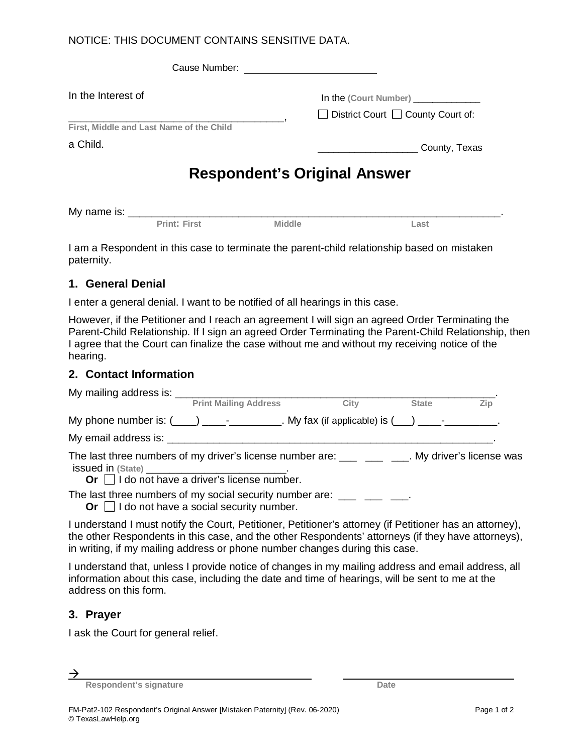NOTICE: THIS DOCUMENT CONTAINS SENSITIVE DATA.

Cause Number: ________________________

In the Interest of

_______________________________________,
First, Middle and Last Name of the Child

a Child.

In the (Court Number) ____________

☐ District Court ☐ County Court of:

__________________ County, Texas

# Respondent's Original Answer

My name is: ______________________________________________________________.
Print: First Middle Last

I am a Respondent in this case to terminate the parent-child relationship based on mistaken paternity.

## 1. General Denial

I enter a general denial. I want to be notified of all hearings in this case.

However, if the Petitioner and I reach an agreement I will sign an agreed Order Terminating the Parent-Child Relationship. If I sign an agreed Order Terminating the Parent-Child Relationship, then I agree that the Court can finalize the case without me and without my receiving notice of the hearing.

## 2. Contact Information

My mailing address is: _____________________________________________________.
Print Mailing Address City State Zip

My phone number is: (____) ____-_________. My fax (if applicable) is (___) ____-_________.

My email address is: ________________________________________________________.

The last three numbers of my driver's license number are: ___ ___ ___. My driver's license was issued in (State) ________________________.
**Or** ☐ I do not have a driver's license number.

The last three numbers of my social security number are: ___ ___ ___.
**Or** ☐ I do not have a social security number.

I understand I must notify the Court, Petitioner, Petitioner's attorney (if Petitioner has an attorney), the other Respondents in this case, and the other Respondents' attorneys (if they have attorneys), in writing, if my mailing address or phone number changes during this case.

I understand that, unless I provide notice of changes in my mailing address and email address, all information about this case, including the date and time of hearings, will be sent to me at the address on this form.

## 3. Prayer

I ask the Court for general relief.

→ ______________________________ ______________________________
Respondent's signature Date

FM-Pat2-102 Respondent's Original Answer [Mistaken Paternity] (Rev. 06-2020)
© TexasLawHelp.org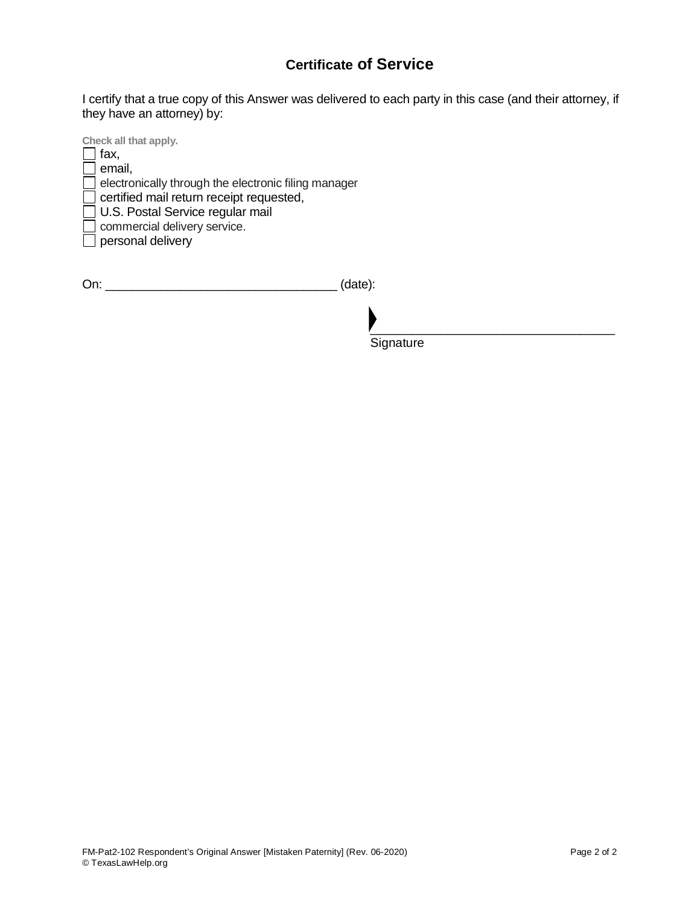## Certificate of Service

I certify that a true copy of this Answer was delivered to each party in this case (and their attorney, if they have an attorney) by:

Check all that apply.

- [ ] fax,
- [ ] email,
- [ ] electronically through the electronic filing manager
- [ ] certified mail return receipt requested,
- [ ] U.S. Postal Service regular mail
- [ ] commercial delivery service.
- [ ] personal delivery

On: _________________________________ (date):

_________________________________
Signature

FM-Pat2-102 Respondent's Original Answer [Mistaken Paternity] (Rev. 06-2020)
© TexasLawHelp.org